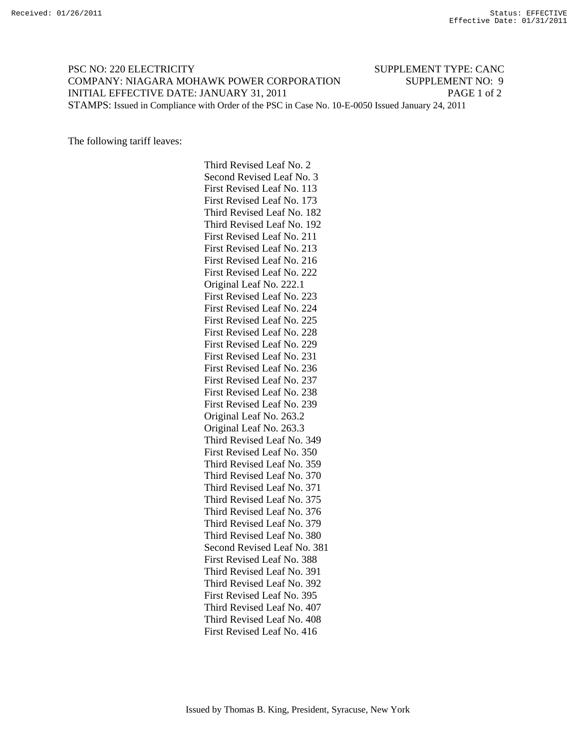Received: 01/26/2011 Status: EFFECTIVE
Effective Date: 01/31/2011

PSC NO: 220 ELECTRICITY SUPPLEMENT TYPE: CANC
COMPANY: NIAGARA MOHAWK POWER CORPORATION SUPPLEMENT NO: 9
INITIAL EFFECTIVE DATE: JANUARY 31, 2011
STAMPS: Issued in Compliance with Order of the PSC in Case No. 10-E-0050 Issued January 24, 2011

The following tariff leaves:

Third Revised Leaf No. 2
Second Revised Leaf No. 3
First Revised Leaf No. 113
First Revised Leaf No. 173
Third Revised Leaf No. 182
Third Revised Leaf No. 192
First Revised Leaf No. 211
First Revised Leaf No. 213
First Revised Leaf No. 216
First Revised Leaf No. 222
Original Leaf No. 222.1
First Revised Leaf No. 223
First Revised Leaf No. 224
First Revised Leaf No. 225
First Revised Leaf No. 228
First Revised Leaf No. 229
First Revised Leaf No. 231
First Revised Leaf No. 236
First Revised Leaf No. 237
First Revised Leaf No. 238
First Revised Leaf No. 239
Original Leaf No. 263.2
Original Leaf No. 263.3
Third Revised Leaf No. 349
First Revised Leaf No. 350
Third Revised Leaf No. 359
Third Revised Leaf No. 370
Third Revised Leaf No. 371
Third Revised Leaf No. 375
Third Revised Leaf No. 376
Third Revised Leaf No. 379
Third Revised Leaf No. 380
Second Revised Leaf No. 381
First Revised Leaf No. 388
Third Revised Leaf No. 391
Third Revised Leaf No. 392
First Revised Leaf No. 395
Third Revised Leaf No. 407
Third Revised Leaf No. 408
First Revised Leaf No. 416

Issued by Thomas B. King, President, Syracuse, New York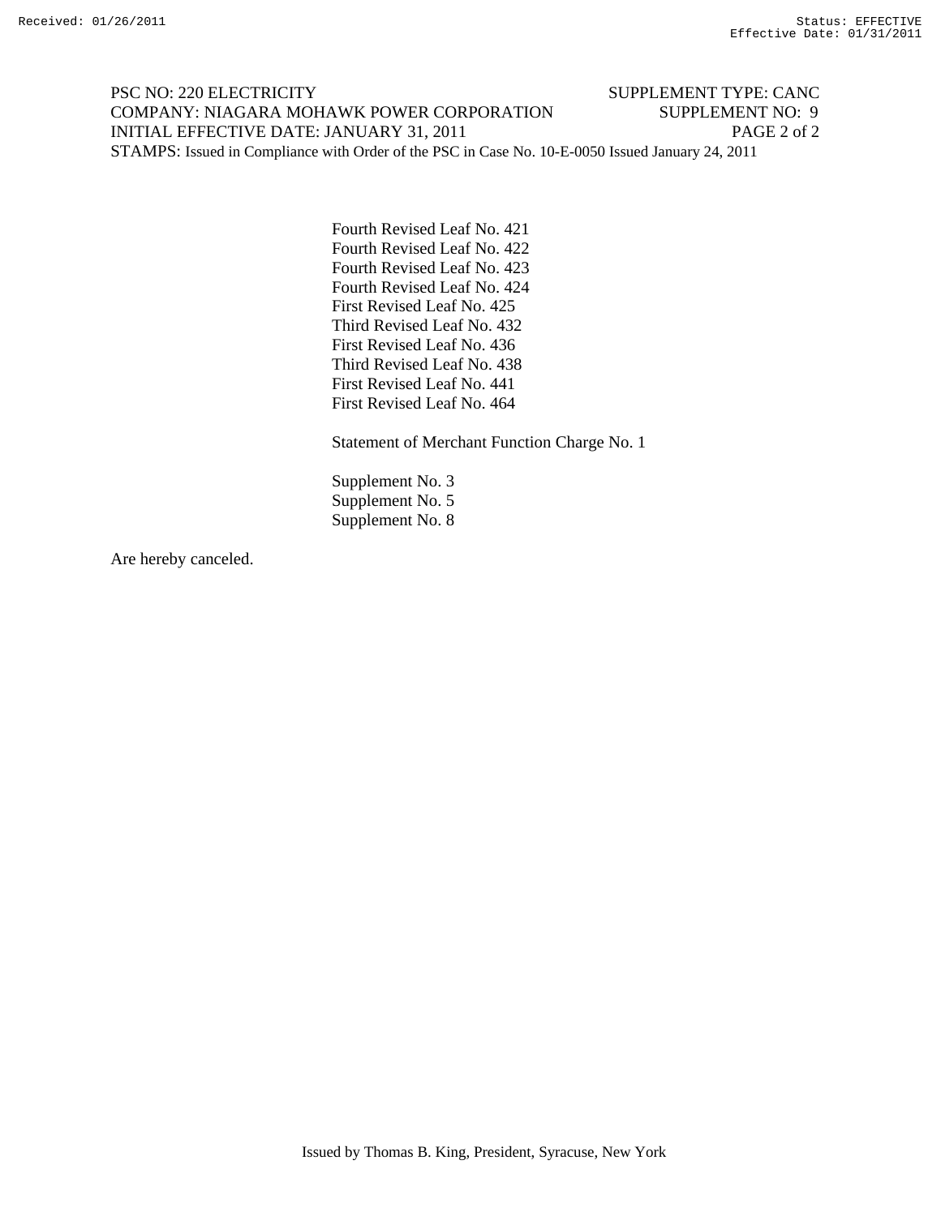Fourth Revised Leaf No. 421
Fourth Revised Leaf No. 422
Fourth Revised Leaf No. 423
Fourth Revised Leaf No. 424
First Revised Leaf No. 425
Third Revised Leaf No. 432
First Revised Leaf No. 436
Third Revised Leaf No. 438
First Revised Leaf No. 441
First Revised Leaf No. 464

Statement of Merchant Function Charge No. 1

Supplement No. 3
Supplement No. 5
Supplement No. 8

Are hereby canceled.

Issued by Thomas B. King, President, Syracuse, New York